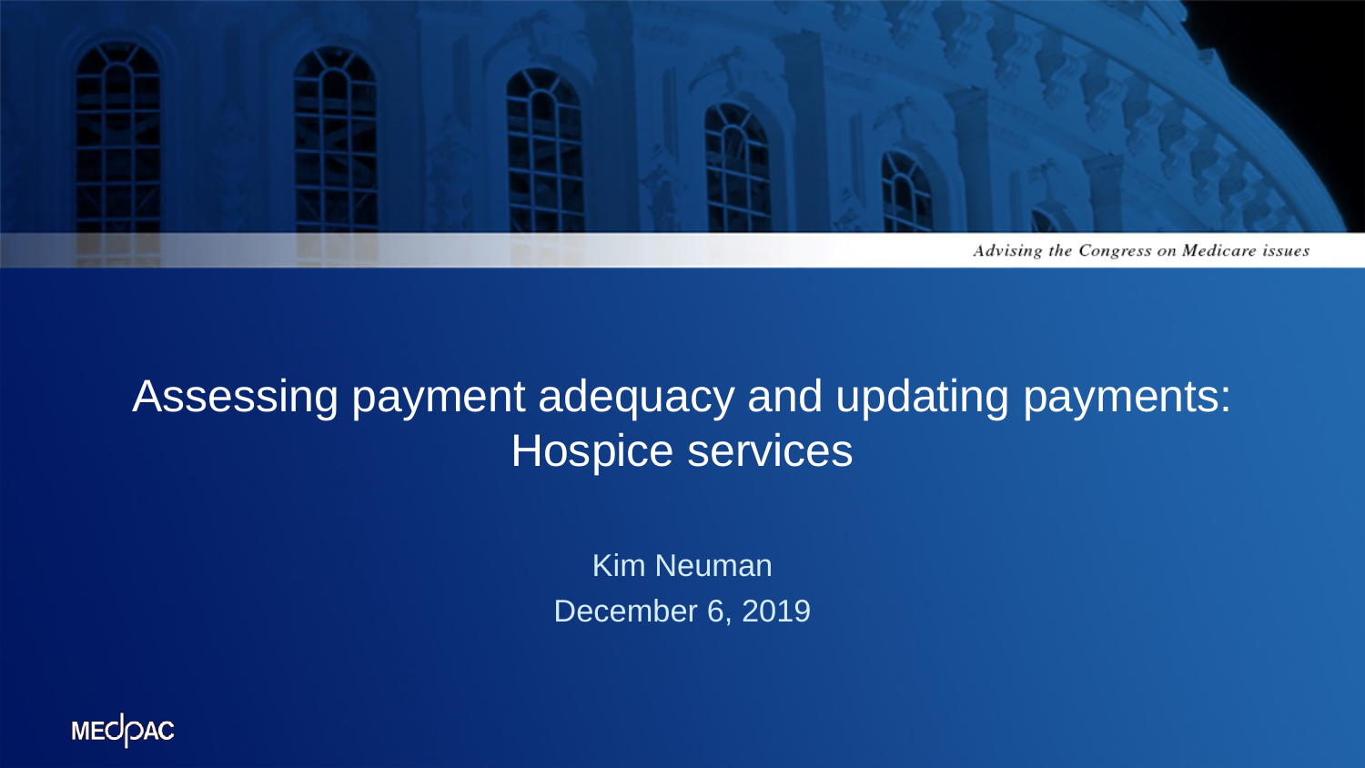Advising the Congress on Medicare issues

# Assessing payment adequacy and updating payments: Hospice services

Kim Neuman

December 6, 2019

MEDPAC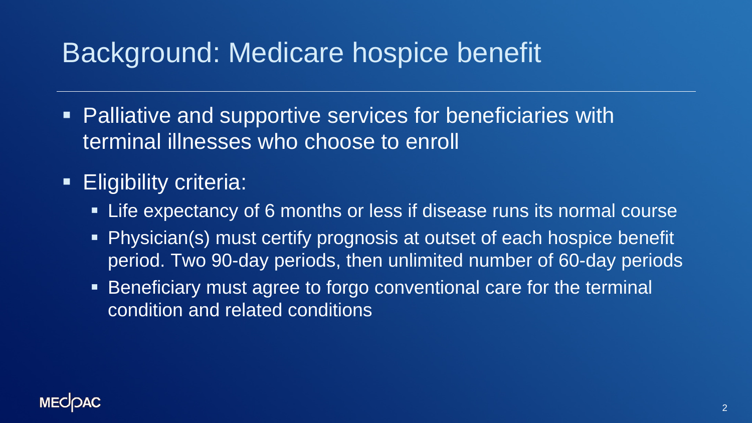# Background: Medicare hospice benefit

- Palliative and supportive services for beneficiaries with terminal illnesses who choose to enroll
- Eligibility criteria:
  - Life expectancy of 6 months or less if disease runs its normal course
  - Physician(s) must certify prognosis at outset of each hospice benefit period. Two 90-day periods, then unlimited number of 60-day periods
  - Beneficiary must agree to forgo conventional care for the terminal condition and related conditions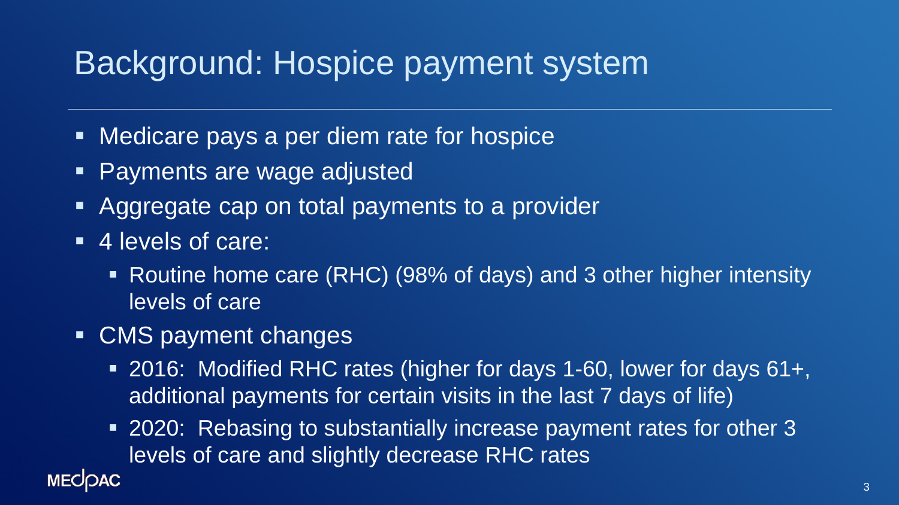# Background: Hospice payment system

- Medicare pays a per diem rate for hospice
- Payments are wage adjusted
- Aggregate cap on total payments to a provider
- 4 levels of care:
  - Routine home care (RHC) (98% of days) and 3 other higher intensity levels of care
- CMS payment changes
  - 2016: Modified RHC rates (higher for days 1-60, lower for days 61+, additional payments for certain visits in the last 7 days of life)
  - 2020: Rebasing to substantially increase payment rates for other 3 levels of care and slightly decrease RHC rates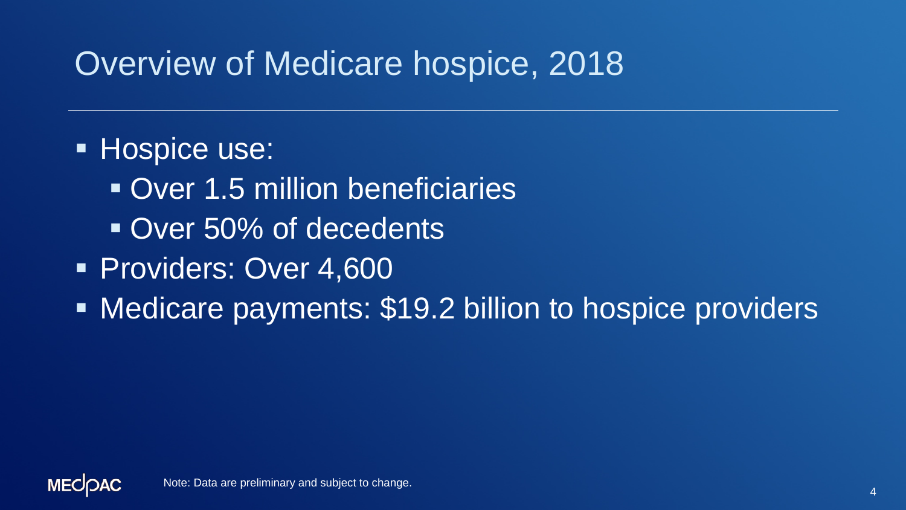# Overview of Medicare hospice, 2018

- Hospice use:
  - Over 1.5 million beneficiaries
  - Over 50% of decedents
- Providers: Over 4,600
- Medicare payments: $19.2 billion to hospice providers

Note: Data are preliminary and subject to change.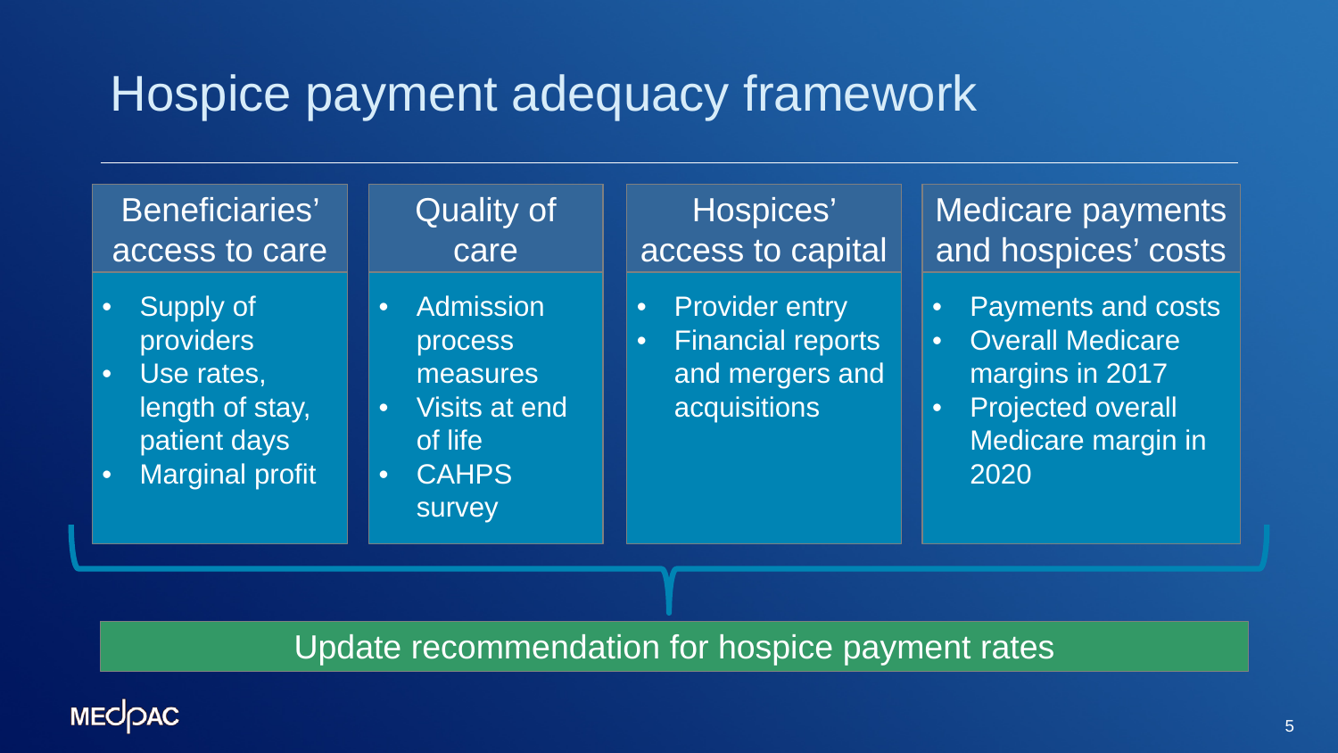# Hospice payment adequacy framework

### Beneficiaries' access to care

- Supply of providers
- Use rates, length of stay, patient days
- Marginal profit

### Quality of care

- Admission process measures
- Visits at end of life
- CAHPS survey

### Hospices' access to capital

- Provider entry
- Financial reports and mergers and acquisitions

### Medicare payments and hospices' costs

- Payments and costs
- Overall Medicare margins in 2017
- Projected overall Medicare margin in 2020

**Update recommendation for hospice payment rates**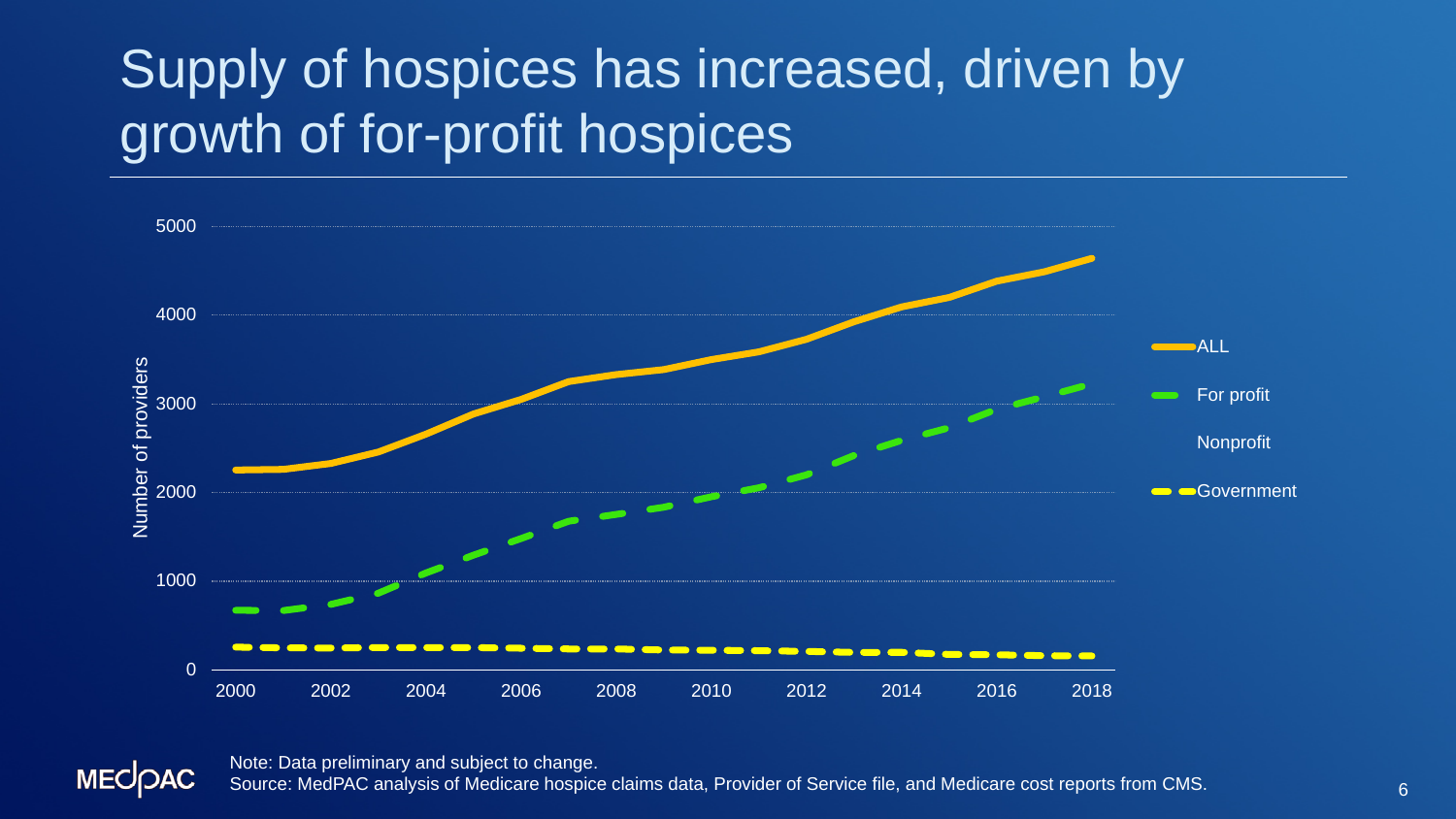# Supply of hospices has increased, driven by growth of for-profit hospices

Number of providers

5000
4000
3000
2000
1000
0

2000
2002
2004
2006
2008
2010
2012
2014
2016
2018

ALL
For profit
Nonprofit
Government

Note: Data preliminary and subject to change.
Source: MedPAC analysis of Medicare hospice claims data, Provider of Service file, and Medicare cost reports from CMS.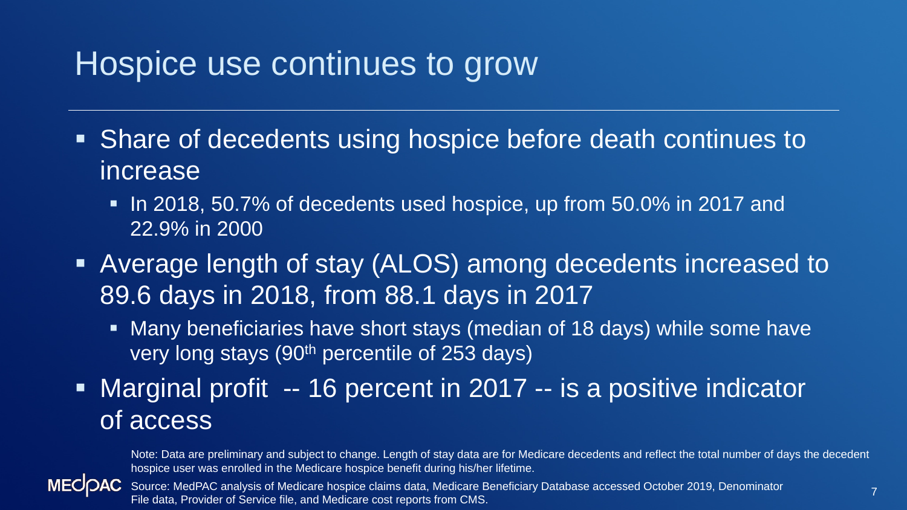# Hospice use continues to grow

- Share of decedents using hospice before death continues to increase
  - In 2018, 50.7% of decedents used hospice, up from 50.0% in 2017 and 22.9% in 2000
- Average length of stay (ALOS) among decedents increased to 89.6 days in 2018, from 88.1 days in 2017
  - Many beneficiaries have short stays (median of 18 days) while some have very long stays (90th percentile of 253 days)
- Marginal profit -- 16 percent in 2017 -- is a positive indicator of access

Note: Data are preliminary and subject to change. Length of stay data are for Medicare decedents and reflect the total number of days the decedent hospice user was enrolled in the Medicare hospice benefit during his/her lifetime.

Source: MedPAC analysis of Medicare hospice claims data, Medicare Beneficiary Database accessed October 2019, Denominator File data, Provider of Service file, and Medicare cost reports from CMS.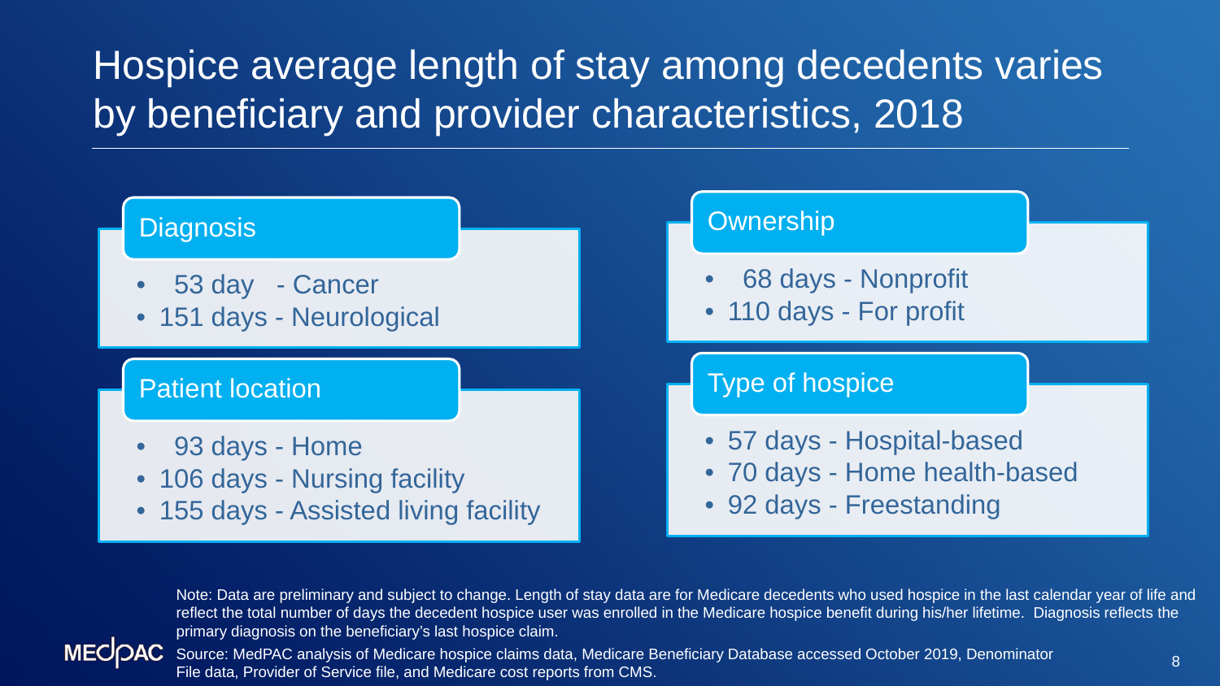# Hospice average length of stay among decedents varies by beneficiary and provider characteristics, 2018

### Diagnosis

- 53 day - Cancer
- 151 days - Neurological

### Patient location

- 93 days - Home
- 106 days - Nursing facility
- 155 days - Assisted living facility

### Ownership

- 68 days - Nonprofit
- 110 days - For profit

### Type of hospice

- 57 days - Hospital-based
- 70 days - Home health-based
- 92 days - Freestanding

Note: Data are preliminary and subject to change. Length of stay data are for Medicare decedents who used hospice in the last calendar year of life and reflect the total number of days the decedent hospice user was enrolled in the Medicare hospice benefit during his/her lifetime. Diagnosis reflects the primary diagnosis on the beneficiary's last hospice claim.

Source: MedPAC analysis of Medicare hospice claims data, Medicare Beneficiary Database accessed October 2019, Denominator File data, Provider of Service file, and Medicare cost reports from CMS.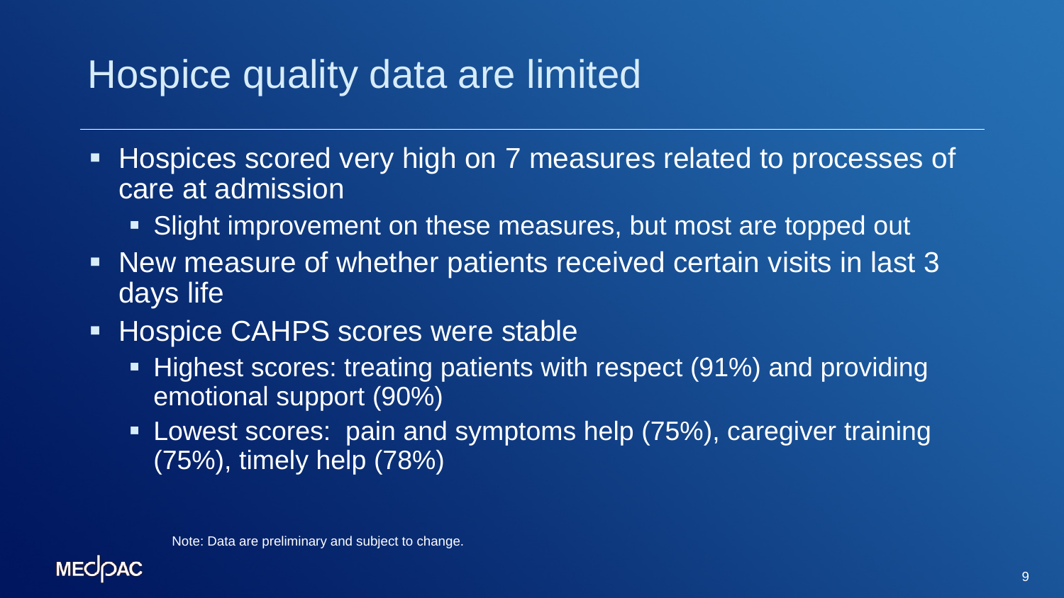# Hospice quality data are limited

- Hospices scored very high on 7 measures related to processes of care at admission
  - Slight improvement on these measures, but most are topped out
- New measure of whether patients received certain visits in last 3 days life
- Hospice CAHPS scores were stable
  - Highest scores: treating patients with respect (91%) and providing emotional support (90%)
  - Lowest scores: pain and symptoms help (75%), caregiver training (75%), timely help (78%)

Note: Data are preliminary and subject to change.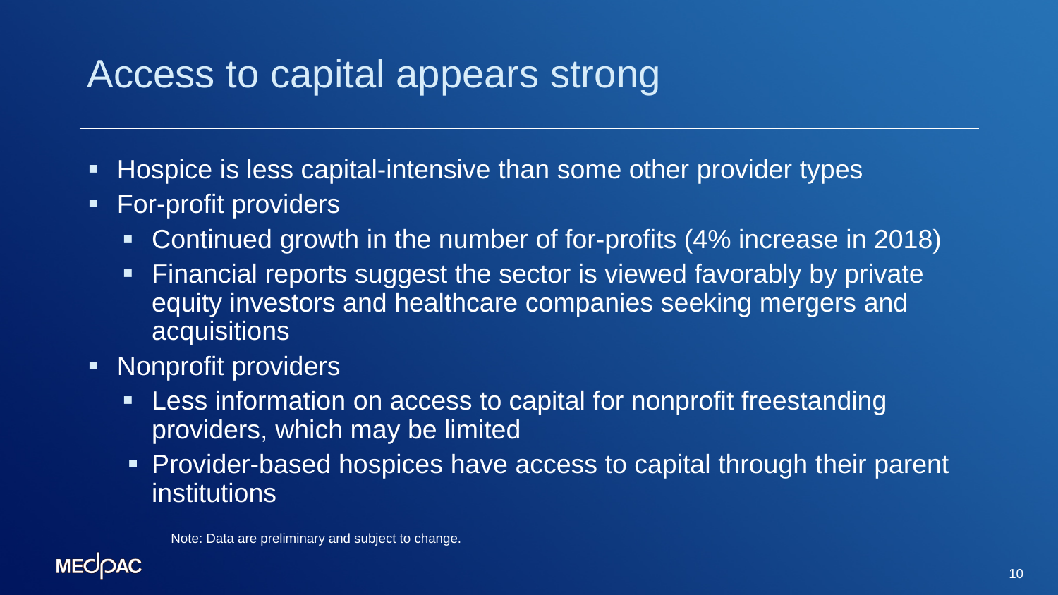# Access to capital appears strong

- Hospice is less capital-intensive than some other provider types
- For-profit providers
  - Continued growth in the number of for-profits (4% increase in 2018)
  - Financial reports suggest the sector is viewed favorably by private equity investors and healthcare companies seeking mergers and acquisitions
- Nonprofit providers
  - Less information on access to capital for nonprofit freestanding providers, which may be limited
  - Provider-based hospices have access to capital through their parent institutions

Note: Data are preliminary and subject to change.

MEDPAC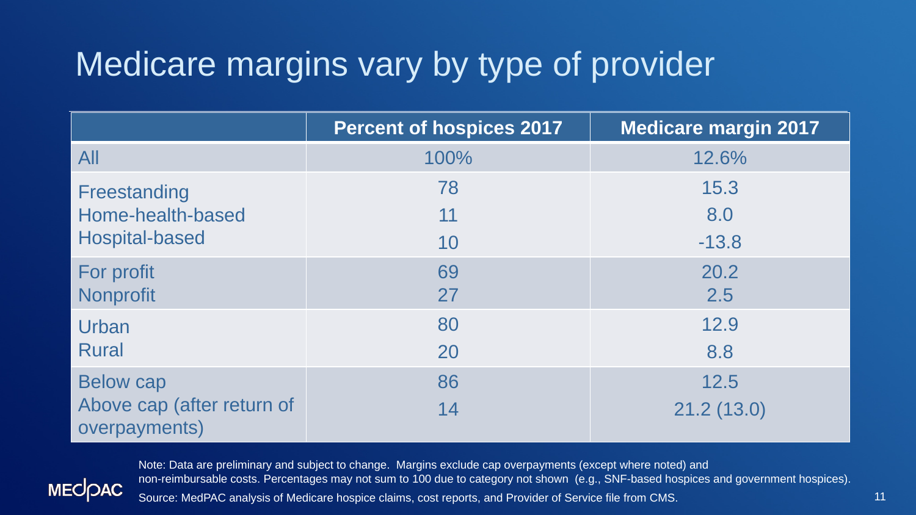# Medicare margins vary by type of provider

| | Percent of hospices 2017 | Medicare margin 2017 |
|---|---|---|
| All | 100% | 12.6% |
| Freestanding | 78 | 15.3 |
| Home-health-based | 11 | 8.0 |
| Hospital-based | 10 | -13.8 |
| For profit | 69 | 20.2 |
| Nonprofit | 27 | 2.5 |
| Urban | 80 | 12.9 |
| Rural | 20 | 8.8 |
| Below cap | 86 | 12.5 |
| Above cap (after return of overpayments) | 14 | 21.2 (13.0) |

Note: Data are preliminary and subject to change. Margins exclude cap overpayments (except where noted) and non-reimbursable costs. Percentages may not sum to 100 due to category not shown (e.g., SNF-based hospices and government hospices).

Source: MedPAC analysis of Medicare hospice claims, cost reports, and Provider of Service file from CMS.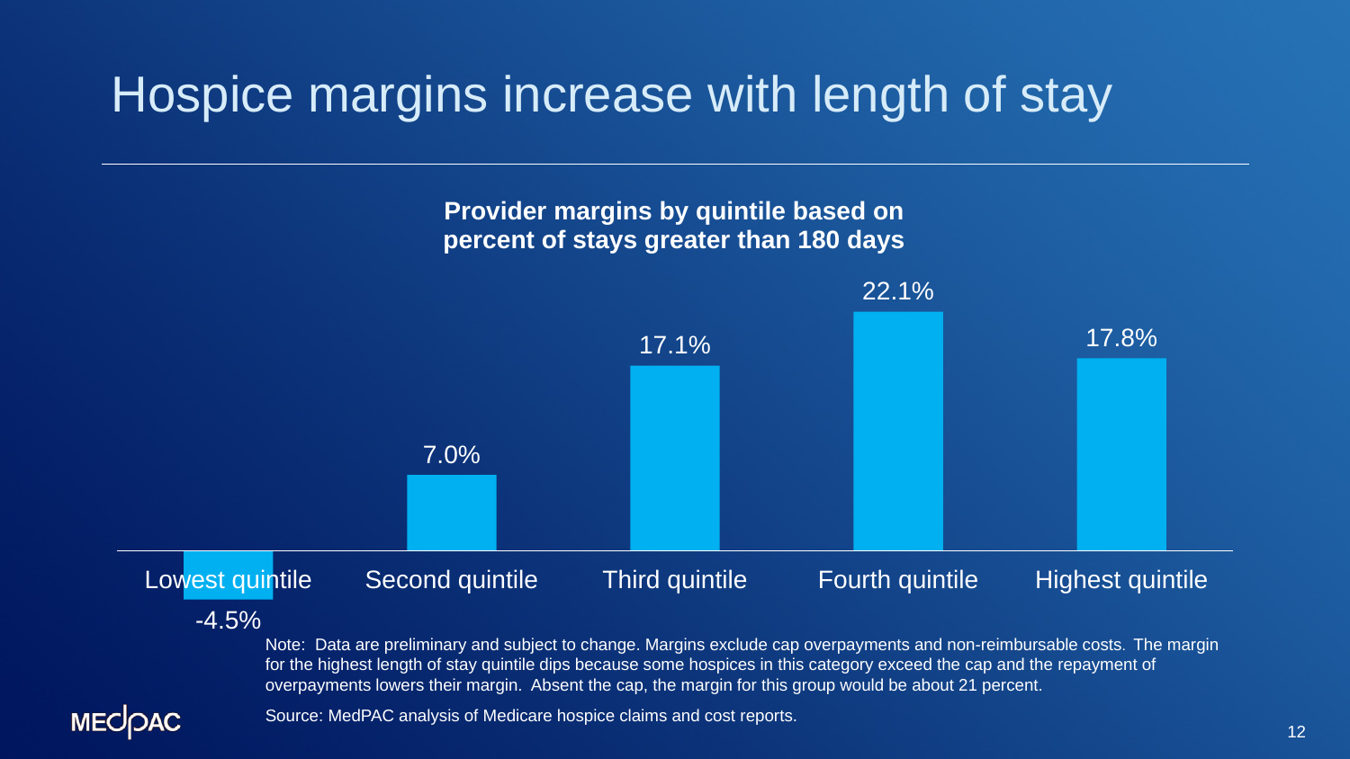# Hospice margins increase with length of stay

**Provider margins by quintile based on percent of stays greater than 180 days**

-4.5%

7.0%

17.1%

22.1%

17.8%

Lowest quintile

Second quintile

Third quintile

Fourth quintile

Highest quintile

Note: Data are preliminary and subject to change. Margins exclude cap overpayments and non-reimbursable costs. The margin for the highest length of stay quintile dips because some hospices in this category exceed the cap and the repayment of overpayments lowers their margin. Absent the cap, the margin for this group would be about 21 percent.

Source: MedPAC analysis of Medicare hospice claims and cost reports.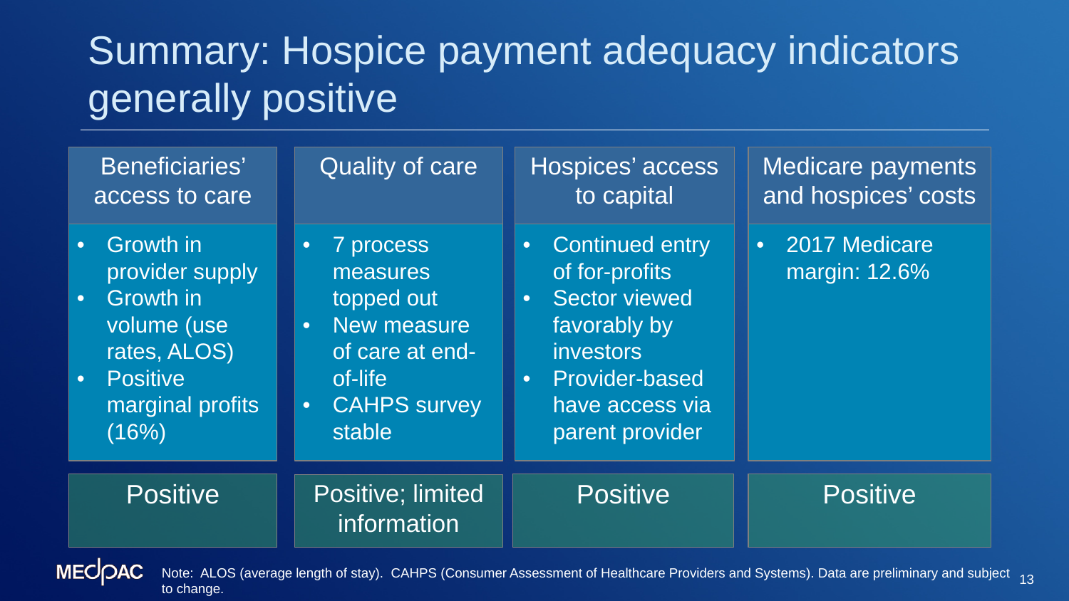# Summary: Hospice payment adequacy indicators generally positive

| Beneficiaries' access to care | Quality of care | Hospices' access to capital | Medicare payments and hospices' costs |
| --- | --- | --- | --- |
| • Growth in provider supply<br>• Growth in volume (use rates, ALOS)<br>• Positive marginal profits (16%) | • 7 process measures topped out<br>• New measure of care at end-of-life<br>• CAHPS survey stable | • Continued entry of for-profits<br>• Sector viewed favorably by investors<br>• Provider-based have access via parent provider | • 2017 Medicare margin: 12.6% |
| Positive | Positive; limited information | Positive | Positive |

Note: ALOS (average length of stay). CAHPS (Consumer Assessment of Healthcare Providers and Systems). Data are preliminary and subject to change.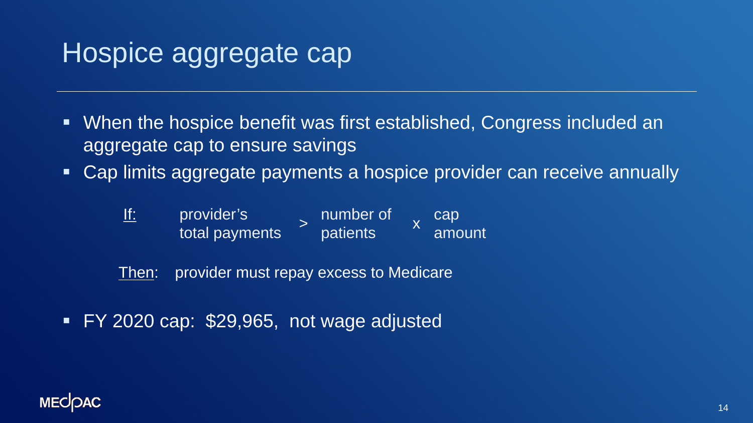# Hospice aggregate cap

- When the hospice benefit was first established, Congress included an aggregate cap to ensure savings
- Cap limits aggregate payments a hospice provider can receive annually

If: provider's total payments > number of patients x cap amount

Then: provider must repay excess to Medicare

- FY 2020 cap: $29,965, not wage adjusted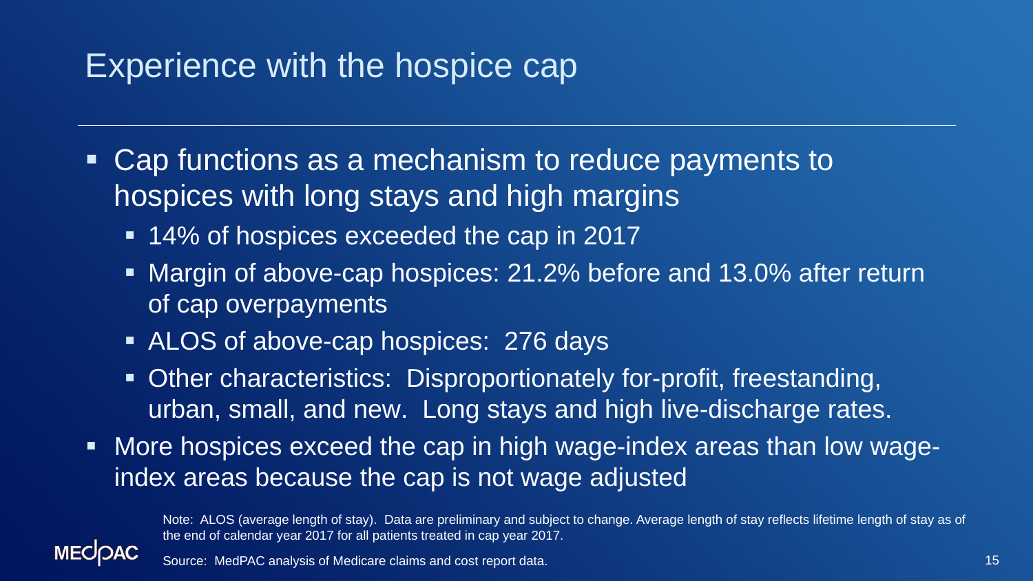# Experience with the hospice cap

- Cap functions as a mechanism to reduce payments to hospices with long stays and high margins
  - 14% of hospices exceeded the cap in 2017
  - Margin of above-cap hospices: 21.2% before and 13.0% after return of cap overpayments
  - ALOS of above-cap hospices: 276 days
  - Other characteristics: Disproportionately for-profit, freestanding, urban, small, and new. Long stays and high live-discharge rates.
- More hospices exceed the cap in high wage-index areas than low wage-index areas because the cap is not wage adjusted

Note: ALOS (average length of stay). Data are preliminary and subject to change. Average length of stay reflects lifetime length of stay as of the end of calendar year 2017 for all patients treated in cap year 2017.

Source: MedPAC analysis of Medicare claims and cost report data.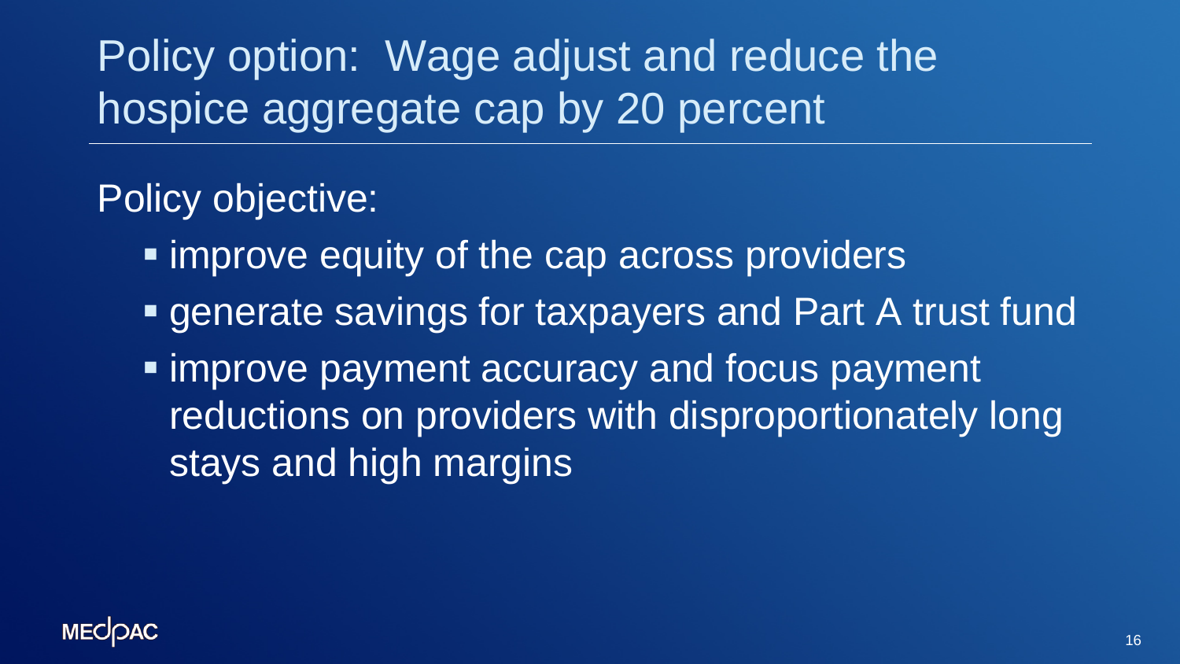# Policy option: Wage adjust and reduce the hospice aggregate cap by 20 percent

Policy objective:

- improve equity of the cap across providers
- generate savings for taxpayers and Part A trust fund
- improve payment accuracy and focus payment reductions on providers with disproportionately long stays and high margins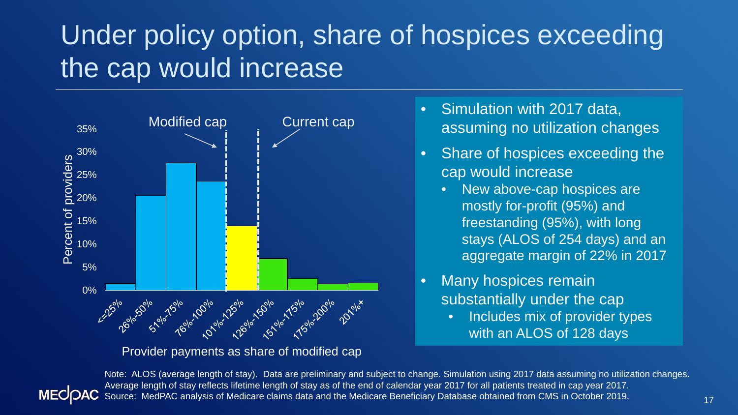# Under policy option, share of hospices exceeding the cap would increase

Modified cap

Current cap

35%

30%

25%

20%

15%

10%

5%

0%

Percent of providers

<=25%

26%-50%

51%-75%

76%-100%

101%-125%

126%-150%

151%-175%

175%-200%

201%+

Provider payments as share of modified cap

- Simulation with 2017 data, assuming no utilization changes
- Share of hospices exceeding the cap would increase
  - New above-cap hospices are mostly for-profit (95%) and freestanding (95%), with long stays (ALOS of 254 days) and an aggregate margin of 22% in 2017
- Many hospices remain substantially under the cap
  - Includes mix of provider types with an ALOS of 128 days

Note: ALOS (average length of stay). Data are preliminary and subject to change. Simulation using 2017 data assuming no utilization changes. Average length of stay reflects lifetime length of stay as of the end of calendar year 2017 for all patients treated in cap year 2017.

Source: MedPAC analysis of Medicare claims data and the Medicare Beneficiary Database obtained from CMS in October 2019.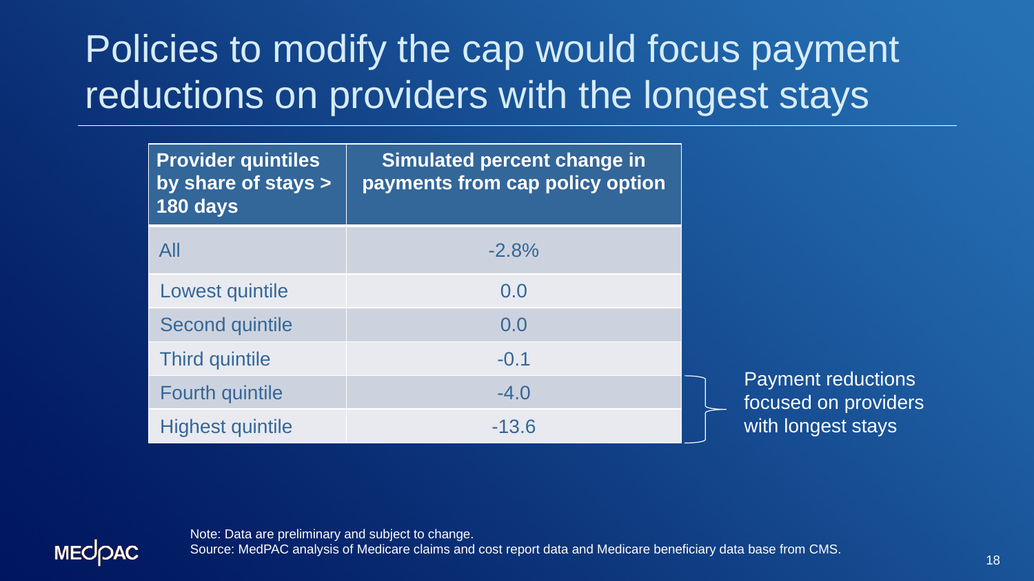# Policies to modify the cap would focus payment reductions on providers with the longest stays

| Provider quintiles by share of stays > 180 days | Simulated percent change in payments from cap policy option |
|---|---|
| All | -2.8% |
| Lowest quintile | 0.0 |
| Second quintile | 0.0 |
| Third quintile | -0.1 |
| Fourth quintile | -4.0 |
| Highest quintile | -13.6 |

Payment reductions focused on providers with longest stays

Note: Data are preliminary and subject to change.
Source: MedPAC analysis of Medicare claims and cost report data and Medicare beneficiary data base from CMS.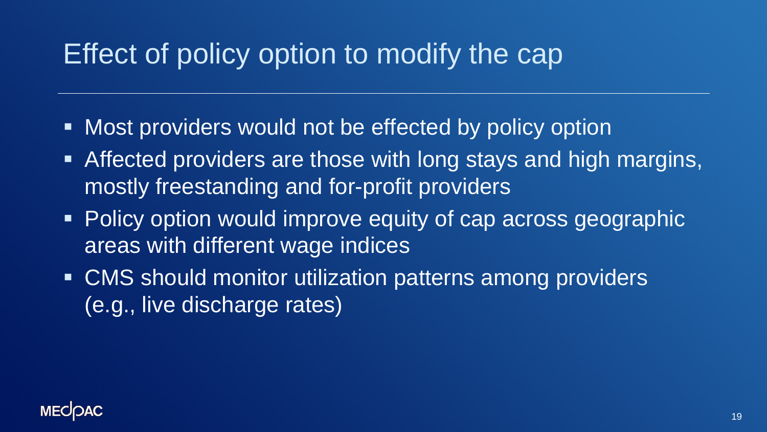# Effect of policy option to modify the cap

- Most providers would not be effected by policy option
- Affected providers are those with long stays and high margins, mostly freestanding and for-profit providers
- Policy option would improve equity of cap across geographic areas with different wage indices
- CMS should monitor utilization patterns among providers (e.g., live discharge rates)

MEDPAC